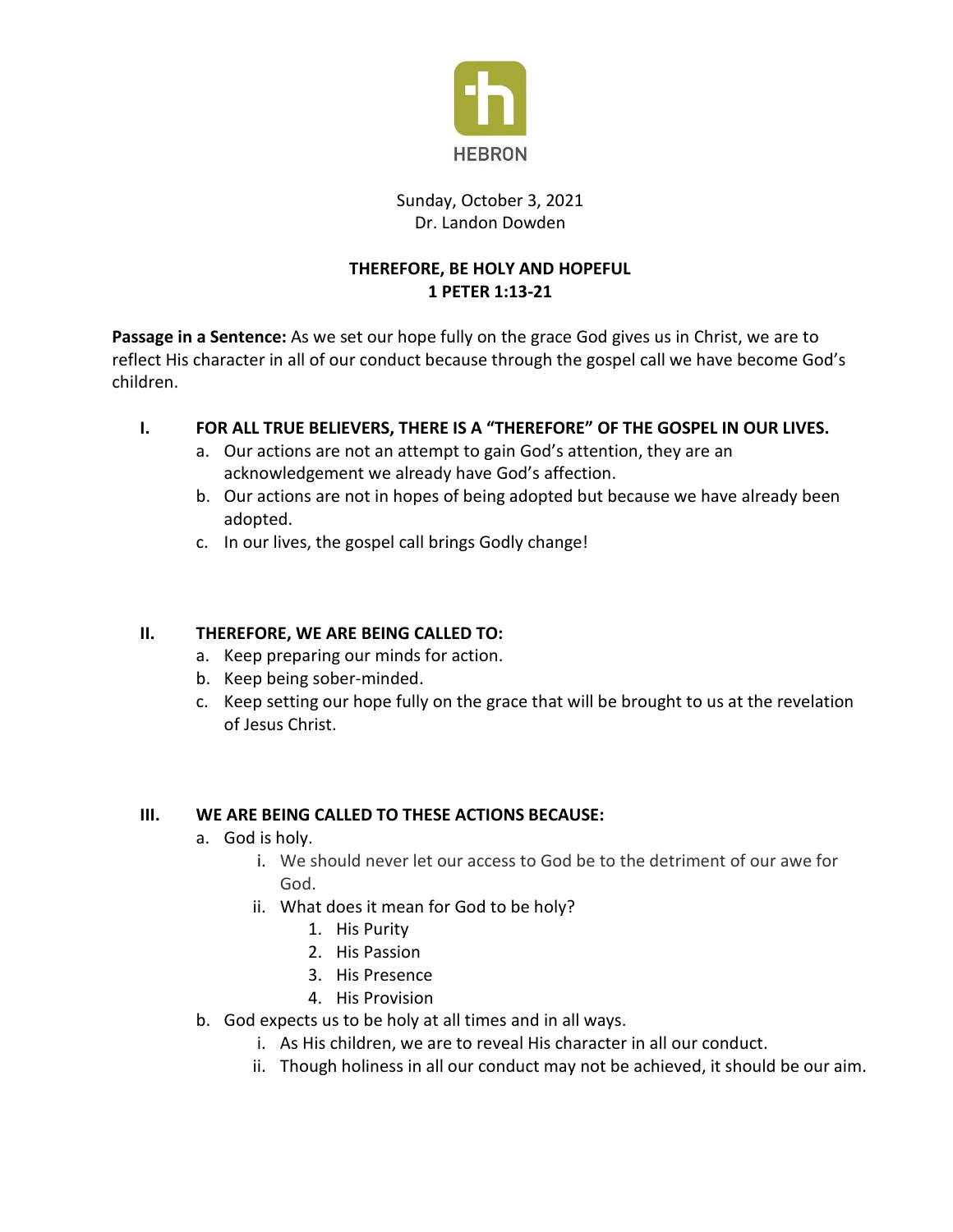HEBRON

Sunday, October 3, 2021
Dr. Landon Dowden

# THEREFORE, BE HOLY AND HOPEFUL
## 1 PETER 1:13-21

**Passage in a Sentence:** As we set our hope fully on the grace God gives us in Christ, we are to reflect His character in all of our conduct because through the gospel call we have become God's children.

## I. FOR ALL TRUE BELIEVERS, THERE IS A "THEREFORE" OF THE GOSPEL IN OUR LIVES.

a. Our actions are not an attempt to gain God's attention, they are an acknowledgement we already have God's affection.
b. Our actions are not in hopes of being adopted but because we have already been adopted.
c. In our lives, the gospel call brings Godly change!

## II. THEREFORE, WE ARE BEING CALLED TO:

a. Keep preparing our minds for action.
b. Keep being sober-minded.
c. Keep setting our hope fully on the grace that will be brought to us at the revelation of Jesus Christ.

## III. WE ARE BEING CALLED TO THESE ACTIONS BECAUSE:

a. God is holy.
   - i. We should never let our access to God be to the detriment of our awe for God.
   - ii. What does it mean for God to be holy?
     1. His Purity
     2. His Passion
     3. His Presence
     4. His Provision

b. God expects us to be holy at all times and in all ways.
   - i. As His children, we are to reveal His character in all our conduct.
   - ii. Though holiness in all our conduct may not be achieved, it should be our aim.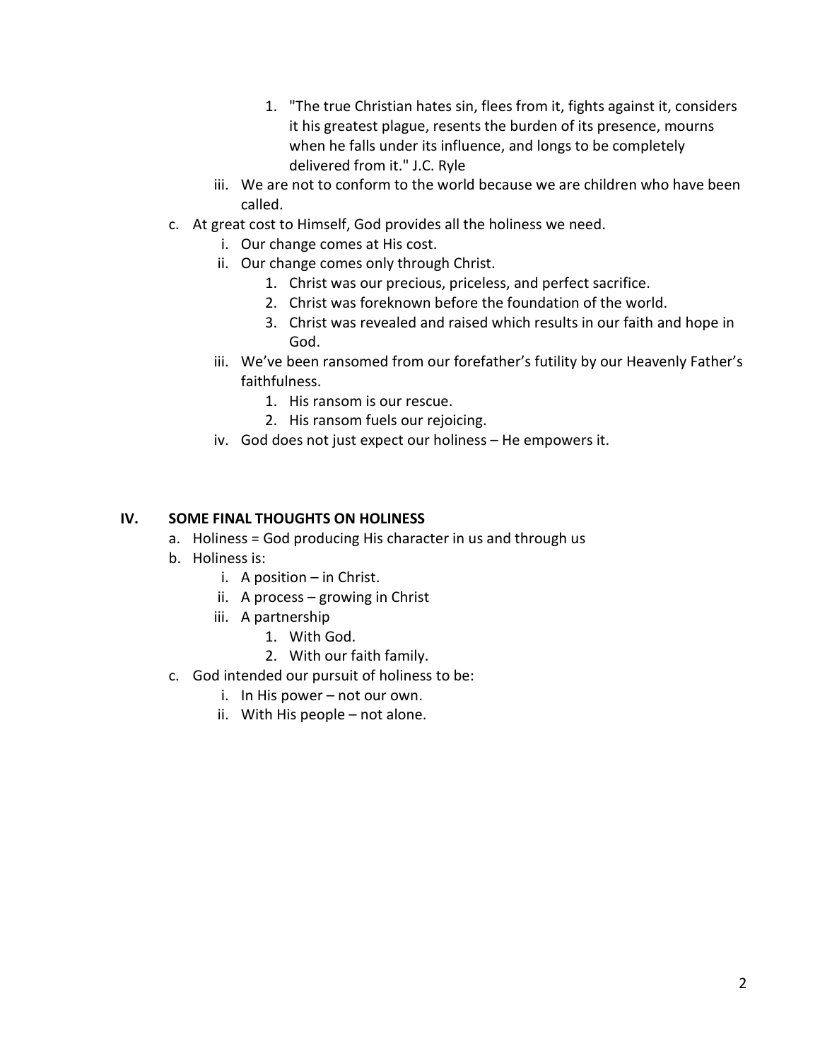1. "The true Christian hates sin, flees from it, fights against it, considers it his greatest plague, resents the burden of its presence, mourns when he falls under its influence, and longs to be completely delivered from it." J.C. Ryle

iii. We are not to conform to the world because we are children who have been called.

c. At great cost to Himself, God provides all the holiness we need.
   - i. Our change comes at His cost.
   - ii. Our change comes only through Christ.
     1. Christ was our precious, priceless, and perfect sacrifice.
     2. Christ was foreknown before the foundation of the world.
     3. Christ was revealed and raised which results in our faith and hope in God.
   - iii. We've been ransomed from our forefather's futility by our Heavenly Father's faithfulness.
     1. His ransom is our rescue.
     2. His ransom fuels our rejoicing.
   - iv. God does not just expect our holiness – He empowers it.

## IV. SOME FINAL THOUGHTS ON HOLINESS

a. Holiness = God producing His character in us and through us

b. Holiness is:
   - i. A position – in Christ.
   - ii. A process – growing in Christ
   - iii. A partnership
     1. With God.
     2. With our faith family.

c. God intended our pursuit of holiness to be:
   - i. In His power – not our own.
   - ii. With His people – not alone.